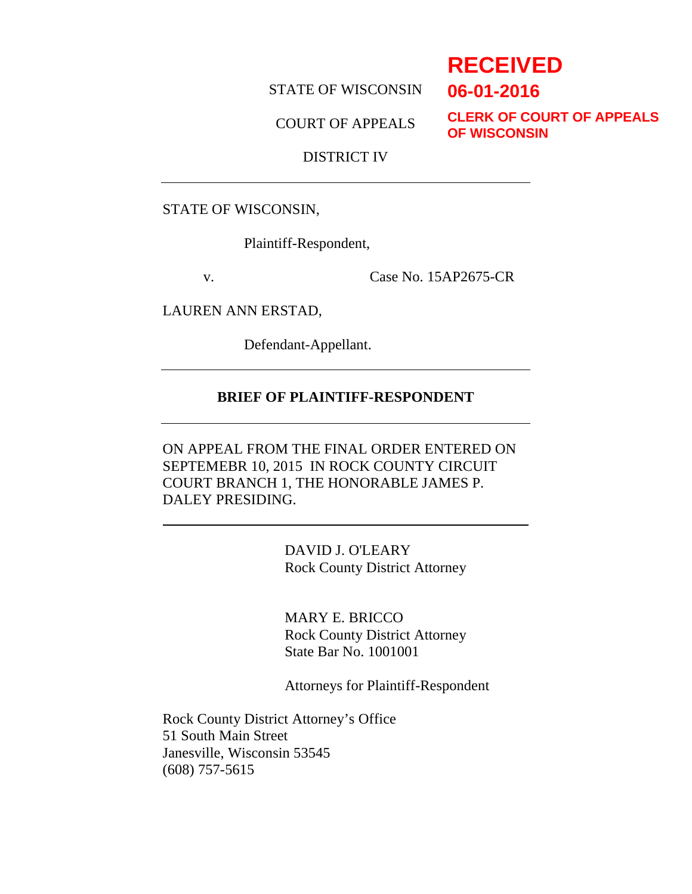**RECEIVED**
**06-01-2016**
**CLERK OF COURT OF APPEALS OF WISCONSIN**

STATE OF WISCONSIN

COURT OF APPEALS

DISTRICT IV

---

STATE OF WISCONSIN,

Plaintiff-Respondent,

v. Case No. 15AP2675-CR

LAUREN ANN ERSTAD,

Defendant-Appellant.

---

**BRIEF OF PLAINTIFF-RESPONDENT**

---

ON APPEAL FROM THE FINAL ORDER ENTERED ON SEPTEMEBR 10, 2015 IN ROCK COUNTY CIRCUIT COURT BRANCH 1, THE HONORABLE JAMES P. DALEY PRESIDING.

---

DAVID J. O'LEARY
Rock County District Attorney

MARY E. BRICCO
Rock County District Attorney
State Bar No. 1001001

Attorneys for Plaintiff-Respondent

Rock County District Attorney's Office
51 South Main Street
Janesville, Wisconsin 53545
(608) 757-5615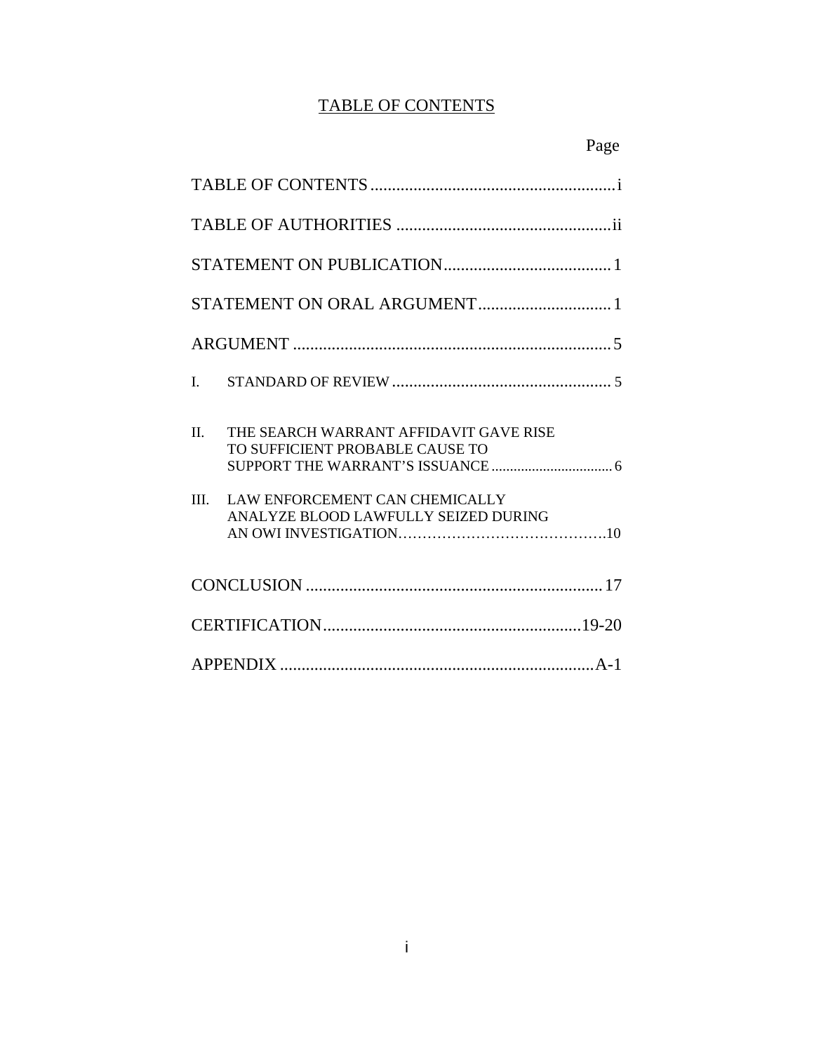# TABLE OF CONTENTS

| | Page |
|---|---|
| TABLE OF CONTENTS | i |
| TABLE OF AUTHORITIES | ii |
| STATEMENT ON PUBLICATION | 1 |
| STATEMENT ON ORAL ARGUMENT | 1 |
| ARGUMENT | 5 |
| I. STANDARD OF REVIEW | 5 |
| II. THE SEARCH WARRANT AFFIDAVIT GAVE RISE TO SUFFICIENT PROBABLE CAUSE TO SUPPORT THE WARRANT'S ISSUANCE | 6 |
| III. LAW ENFORCEMENT CAN CHEMICALLY ANALYZE BLOOD LAWFULLY SEIZED DURING AN OWI INVESTIGATION | 10 |
| CONCLUSION | 17 |
| CERTIFICATION | 19-20 |
| APPENDIX | A-1 |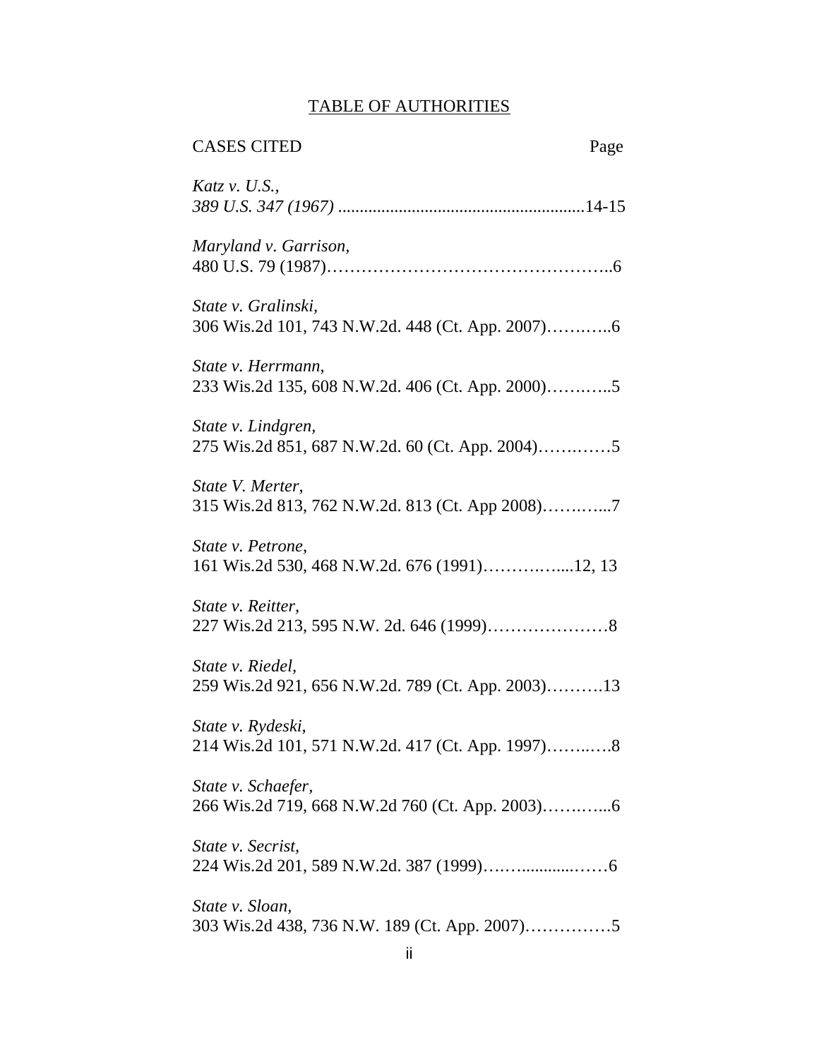# TABLE OF AUTHORITIES

CASES CITED                                                                 Page

*Katz v. U.S.,*
*389 U.S. 347 (1967)* .........................................................14-15

*Maryland v. Garrison,*
480 U.S. 79 (1987)…………………………………………..6

*State v. Gralinski,*
306 Wis.2d 101, 743 N.W.2d. 448 (Ct. App. 2007)……….…..6

*State v. Herrmann,*
233 Wis.2d 135, 608 N.W.2d. 406 (Ct. App. 2000)……….…..5

*State v. Lindgren,*
275 Wis.2d 851, 687 N.W.2d. 60 (Ct. App. 2004)……….……5

*State V. Merter,*
315 Wis.2d 813, 762 N.W.2d. 813 (Ct. App 2008)……….…...7

*State v. Petrone,*
161 Wis.2d 530, 468 N.W.2d. 676 (1991)……….…....12, 13

*State v. Reitter,*
227 Wis.2d 213, 595 N.W. 2d. 646 (1999)…………………8

*State v. Riedel,*
259 Wis.2d 921, 656 N.W.2d. 789 (Ct. App. 2003)……….13

*State v. Rydeski,*
214 Wis.2d 101, 571 N.W.2d. 417 (Ct. App. 1997)……..….8

*State v. Schaefer,*
266 Wis.2d 719, 668 N.W.2d 760 (Ct. App. 2003)……….....6

*State v. Secrist,*
224 Wis.2d 201, 589 N.W.2d. 387 (1999)…….............……6

*State v. Sloan,*
303 Wis.2d 438, 736 N.W. 189 (Ct. App. 2007)……………5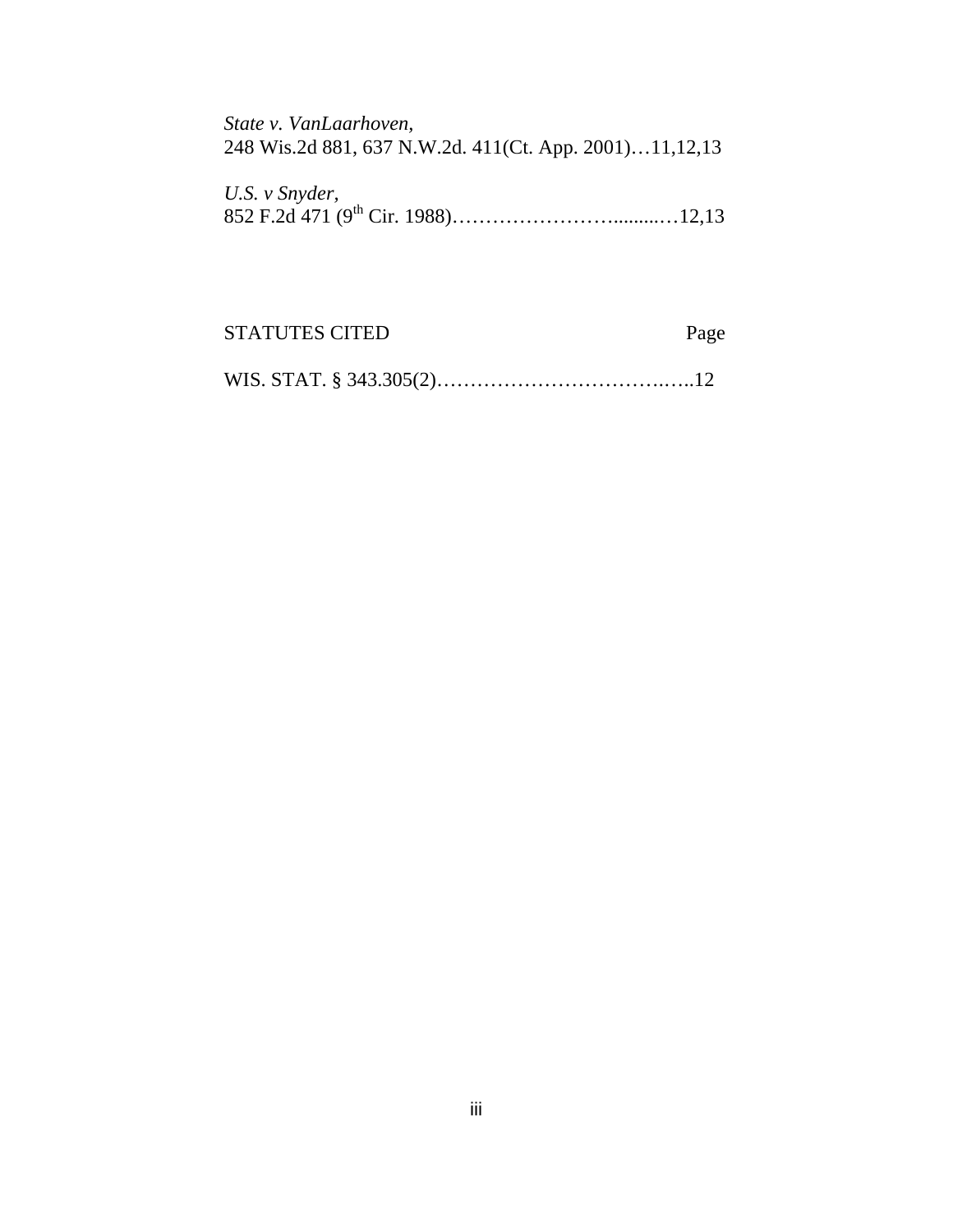*State v. VanLaarhoven,*
248 Wis.2d 881, 637 N.W.2d. 411(Ct. App. 2001)…11,12,13

*U.S. v Snyder,*
852 F.2d 471 (9th Cir. 1988)……………………..........…12,13

STATUTES CITED Page

WIS. STAT. § 343.305(2)……………………………….…..12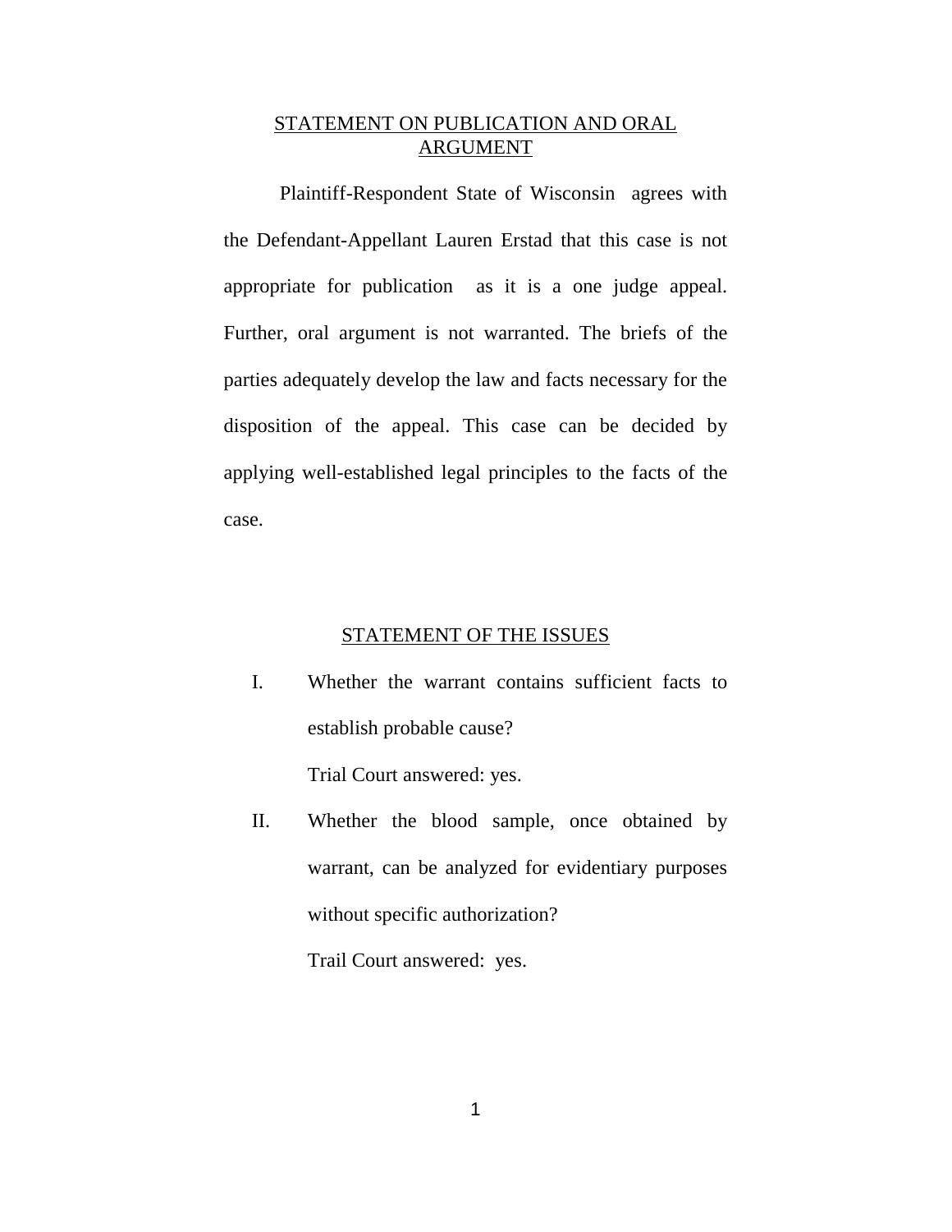## STATEMENT ON PUBLICATION AND ORAL ARGUMENT

Plaintiff-Respondent State of Wisconsin agrees with the Defendant-Appellant Lauren Erstad that this case is not appropriate for publication as it is a one judge appeal. Further, oral argument is not warranted. The briefs of the parties adequately develop the law and facts necessary for the disposition of the appeal. This case can be decided by applying well-established legal principles to the facts of the case.

## STATEMENT OF THE ISSUES

I. Whether the warrant contains sufficient facts to establish probable cause?

   Trial Court answered: yes.

II. Whether the blood sample, once obtained by warrant, can be analyzed for evidentiary purposes without specific authorization?

   Trail Court answered: yes.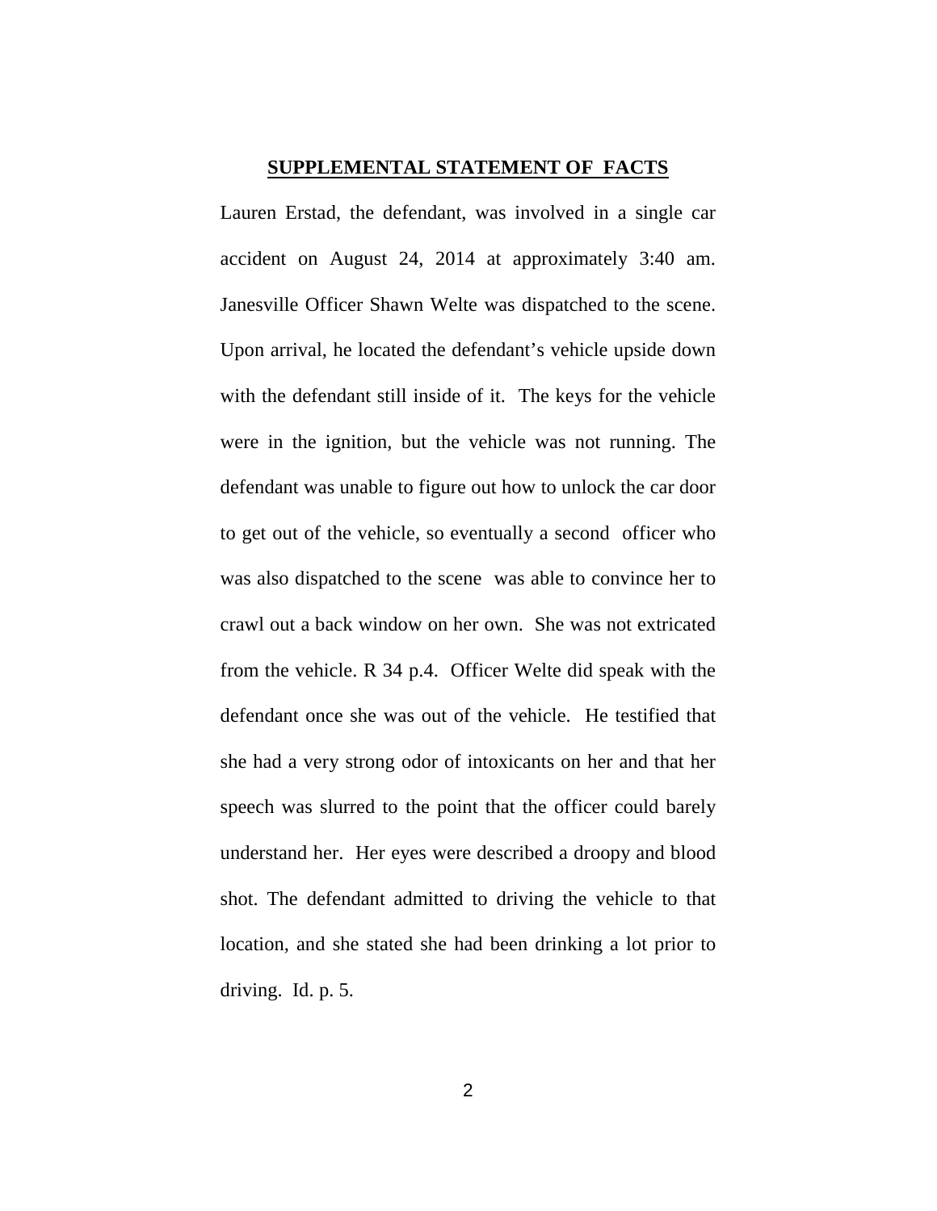## SUPPLEMENTAL STATEMENT OF FACTS

Lauren Erstad, the defendant, was involved in a single car accident on August 24, 2014 at approximately 3:40 am. Janesville Officer Shawn Welte was dispatched to the scene. Upon arrival, he located the defendant's vehicle upside down with the defendant still inside of it. The keys for the vehicle were in the ignition, but the vehicle was not running. The defendant was unable to figure out how to unlock the car door to get out of the vehicle, so eventually a second officer who was also dispatched to the scene was able to convince her to crawl out a back window on her own. She was not extricated from the vehicle. R 34 p.4. Officer Welte did speak with the defendant once she was out of the vehicle. He testified that she had a very strong odor of intoxicants on her and that her speech was slurred to the point that the officer could barely understand her. Her eyes were described a droopy and blood shot. The defendant admitted to driving the vehicle to that location, and she stated she had been drinking a lot prior to driving. Id. p. 5.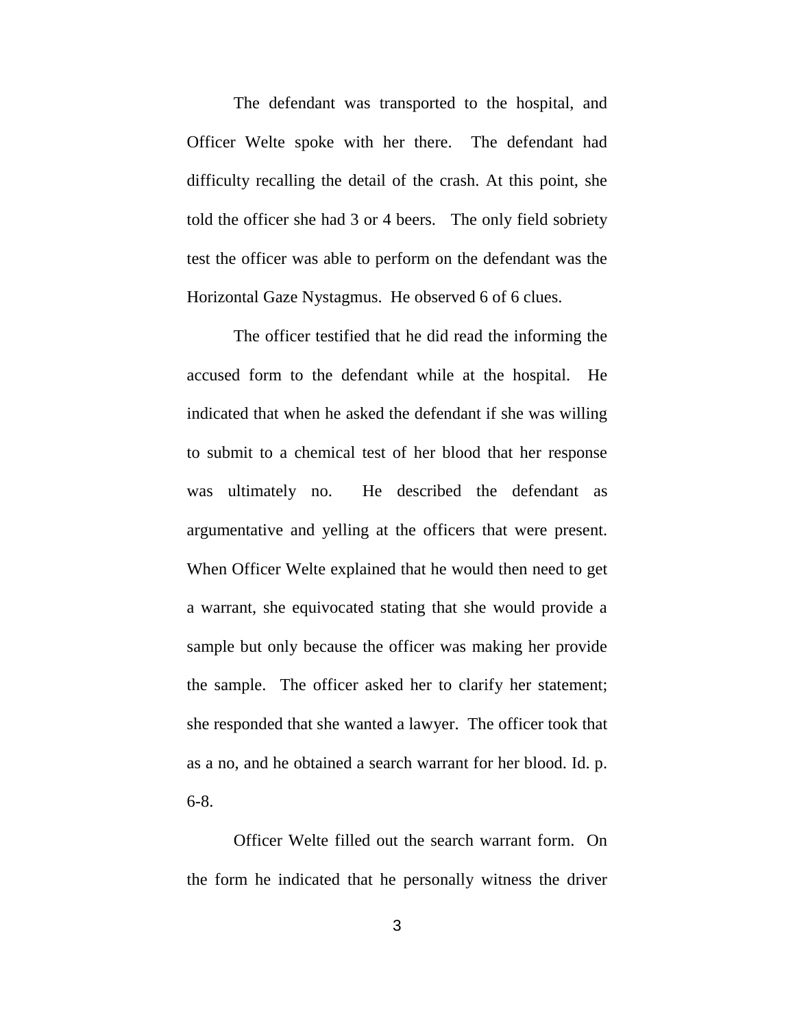The defendant was transported to the hospital, and Officer Welte spoke with her there. The defendant had difficulty recalling the detail of the crash. At this point, she told the officer she had 3 or 4 beers. The only field sobriety test the officer was able to perform on the defendant was the Horizontal Gaze Nystagmus. He observed 6 of 6 clues.

The officer testified that he did read the informing the accused form to the defendant while at the hospital. He indicated that when he asked the defendant if she was willing to submit to a chemical test of her blood that her response was ultimately no. He described the defendant as argumentative and yelling at the officers that were present. When Officer Welte explained that he would then need to get a warrant, she equivocated stating that she would provide a sample but only because the officer was making her provide the sample. The officer asked her to clarify her statement; she responded that she wanted a lawyer. The officer took that as a no, and he obtained a search warrant for her blood. Id. p. 6-8.

Officer Welte filled out the search warrant form. On the form he indicated that he personally witness the driver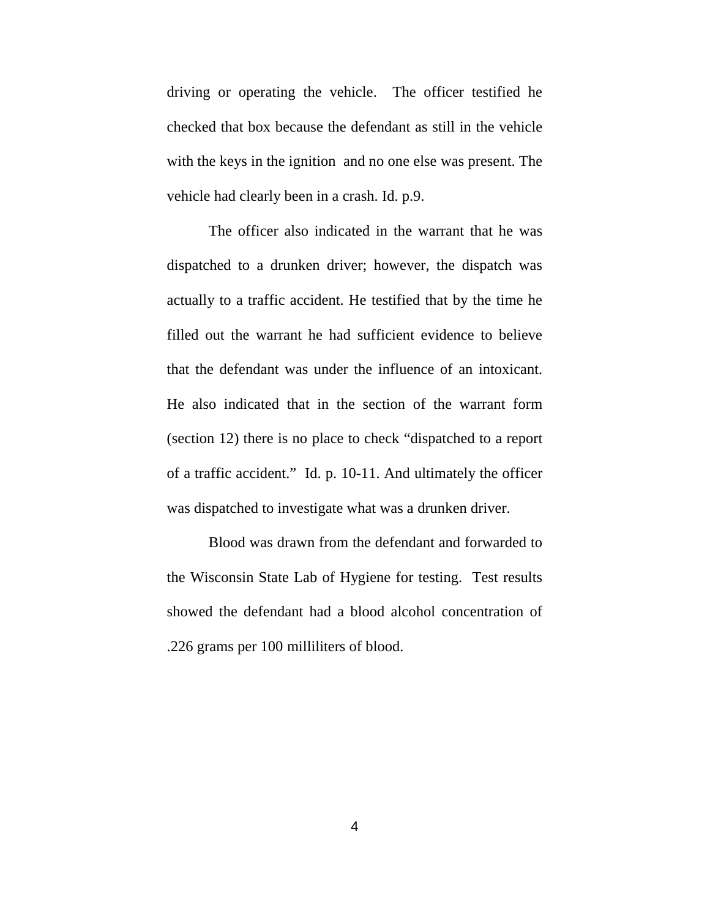driving or operating the vehicle. The officer testified he checked that box because the defendant as still in the vehicle with the keys in the ignition and no one else was present. The vehicle had clearly been in a crash. Id. p.9.

The officer also indicated in the warrant that he was dispatched to a drunken driver; however, the dispatch was actually to a traffic accident. He testified that by the time he filled out the warrant he had sufficient evidence to believe that the defendant was under the influence of an intoxicant. He also indicated that in the section of the warrant form (section 12) there is no place to check "dispatched to a report of a traffic accident." Id. p. 10-11. And ultimately the officer was dispatched to investigate what was a drunken driver.

Blood was drawn from the defendant and forwarded to the Wisconsin State Lab of Hygiene for testing. Test results showed the defendant had a blood alcohol concentration of .226 grams per 100 milliliters of blood.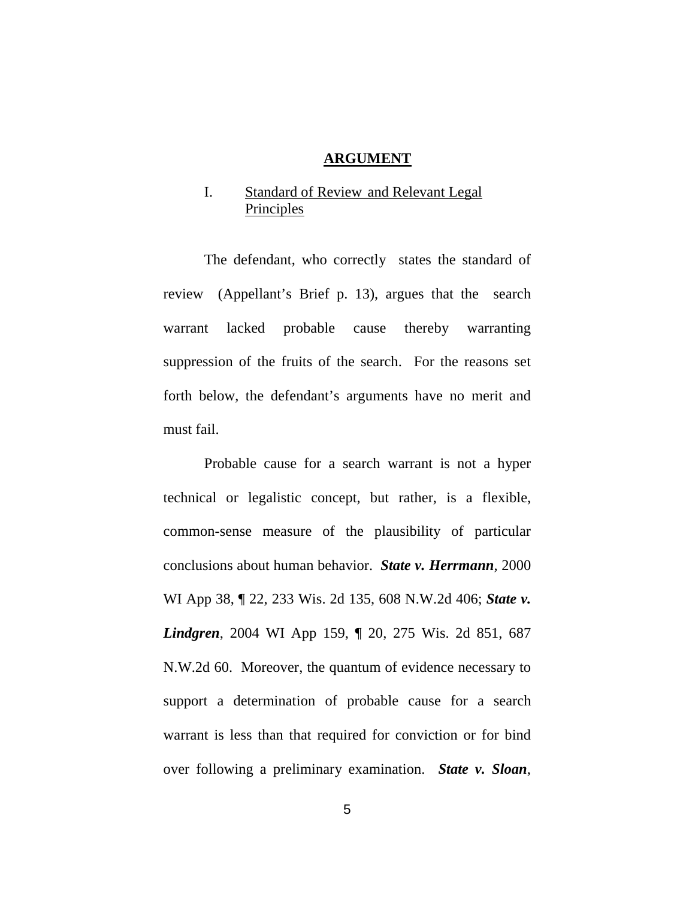# <u>ARGUMENT</u>

## I. <u>Standard of Review and Relevant Legal Principles</u>

The defendant, who correctly states the standard of review (Appellant's Brief p. 13), argues that the search warrant lacked probable cause thereby warranting suppression of the fruits of the search. For the reasons set forth below, the defendant's arguments have no merit and must fail.

Probable cause for a search warrant is not a hyper technical or legalistic concept, but rather, is a flexible, common-sense measure of the plausibility of particular conclusions about human behavior. ***State v. Herrmann***, 2000 WI App 38, ¶ 22, 233 Wis. 2d 135, 608 N.W.2d 406; ***State v. Lindgren***, 2004 WI App 159, ¶ 20, 275 Wis. 2d 851, 687 N.W.2d 60. Moreover, the quantum of evidence necessary to support a determination of probable cause for a search warrant is less than that required for conviction or for bind over following a preliminary examination. ***State v. Sloan***,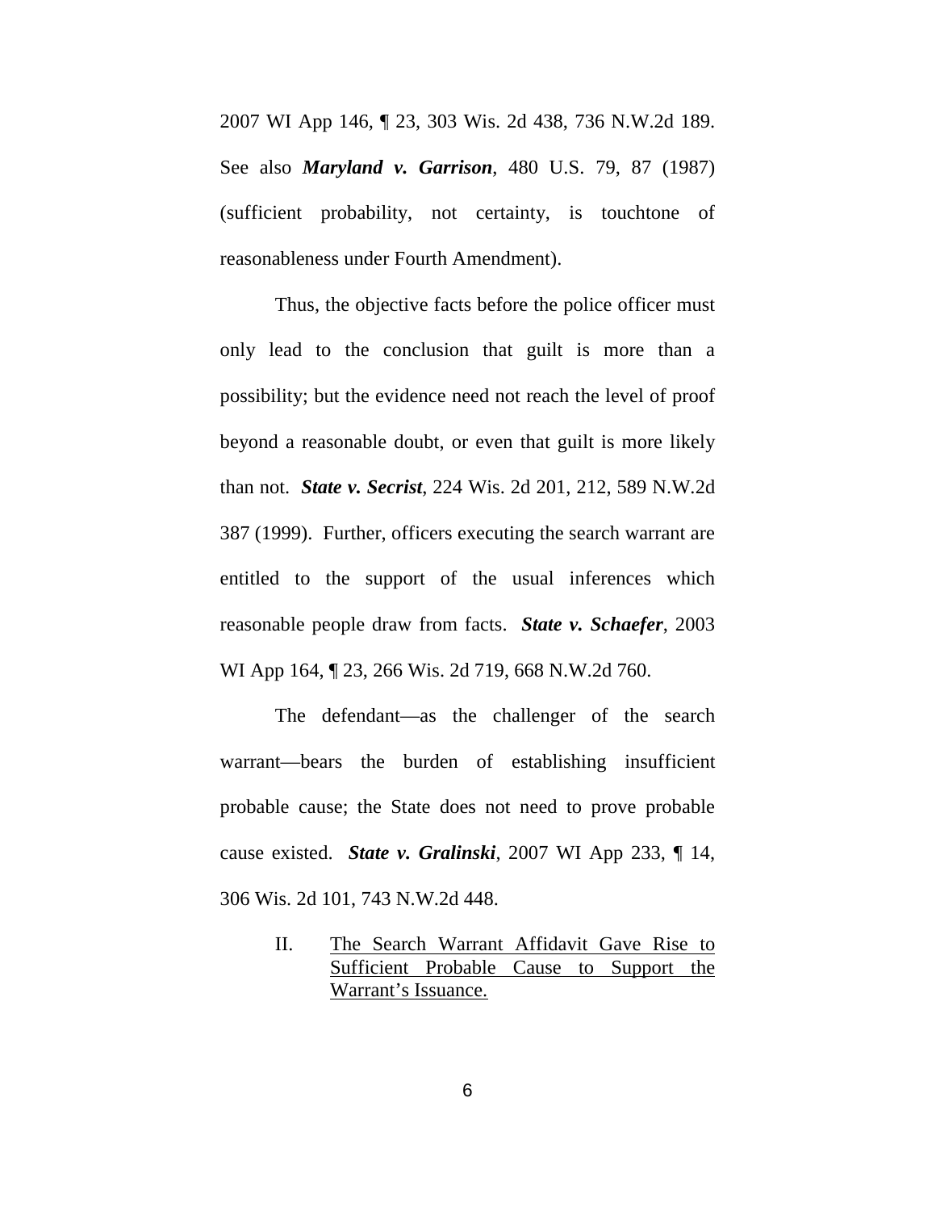2007 WI App 146, ¶ 23, 303 Wis. 2d 438, 736 N.W.2d 189. See also ***Maryland v. Garrison***, 480 U.S. 79, 87 (1987) (sufficient probability, not certainty, is touchtone of reasonableness under Fourth Amendment).

Thus, the objective facts before the police officer must only lead to the conclusion that guilt is more than a possibility; but the evidence need not reach the level of proof beyond a reasonable doubt, or even that guilt is more likely than not. ***State v. Secrist***, 224 Wis. 2d 201, 212, 589 N.W.2d 387 (1999). Further, officers executing the search warrant are entitled to the support of the usual inferences which reasonable people draw from facts. ***State v. Schaefer***, 2003 WI App 164, ¶ 23, 266 Wis. 2d 719, 668 N.W.2d 760.

The defendant—as the challenger of the search warrant—bears the burden of establishing insufficient probable cause; the State does not need to prove probable cause existed. ***State v. Gralinski***, 2007 WI App 233, ¶ 14, 306 Wis. 2d 101, 743 N.W.2d 448.

## II. <u>The Search Warrant Affidavit Gave Rise to Sufficient Probable Cause to Support the Warrant's Issuance.</u>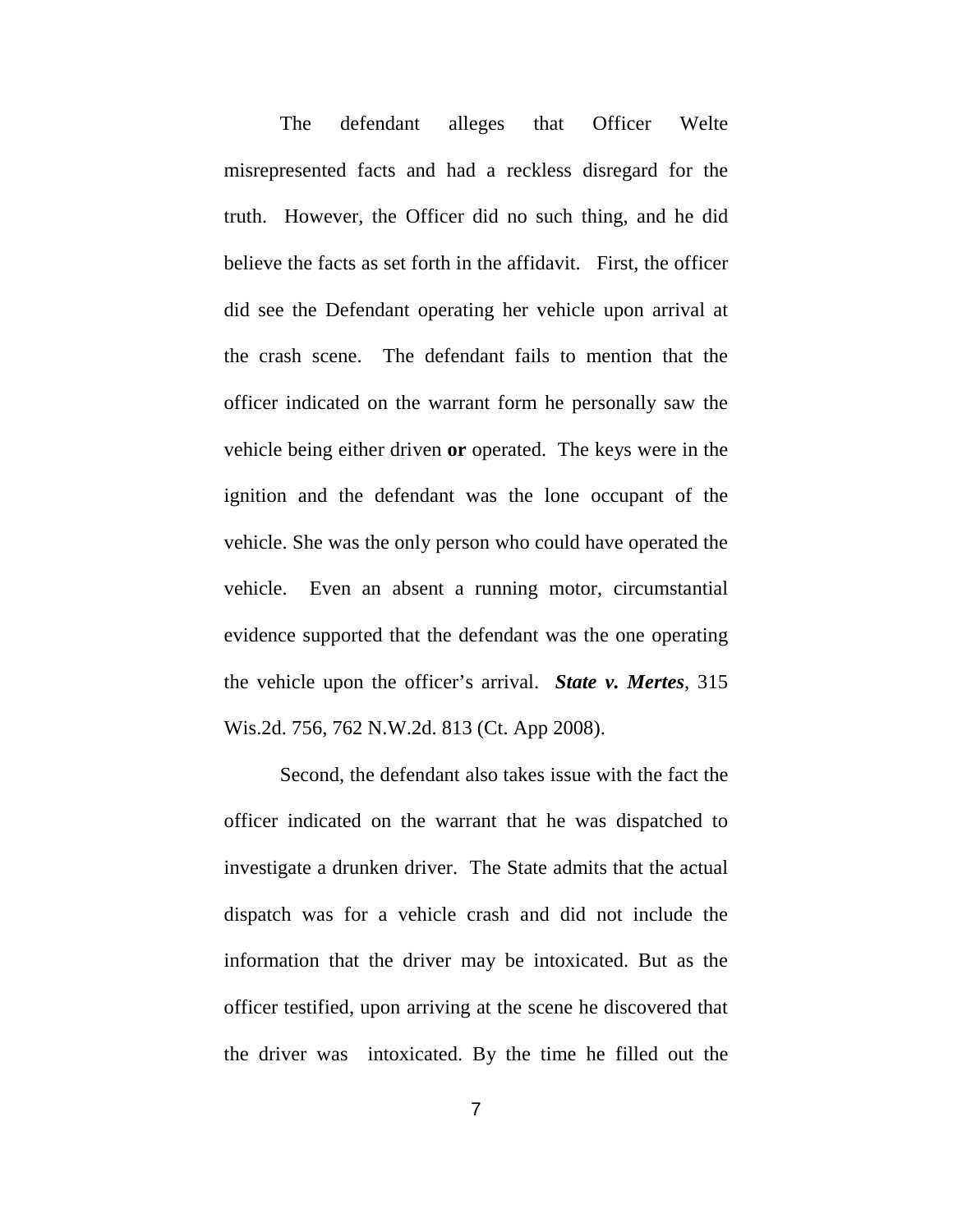The defendant alleges that Officer Welte misrepresented facts and had a reckless disregard for the truth. However, the Officer did no such thing, and he did believe the facts as set forth in the affidavit. First, the officer did see the Defendant operating her vehicle upon arrival at the crash scene. The defendant fails to mention that the officer indicated on the warrant form he personally saw the vehicle being either driven **or** operated. The keys were in the ignition and the defendant was the lone occupant of the vehicle. She was the only person who could have operated the vehicle. Even an absent a running motor, circumstantial evidence supported that the defendant was the one operating the vehicle upon the officer's arrival. ***State v. Mertes***, 315 Wis.2d. 756, 762 N.W.2d. 813 (Ct. App 2008).

Second, the defendant also takes issue with the fact the officer indicated on the warrant that he was dispatched to investigate a drunken driver. The State admits that the actual dispatch was for a vehicle crash and did not include the information that the driver may be intoxicated. But as the officer testified, upon arriving at the scene he discovered that the driver was intoxicated. By the time he filled out the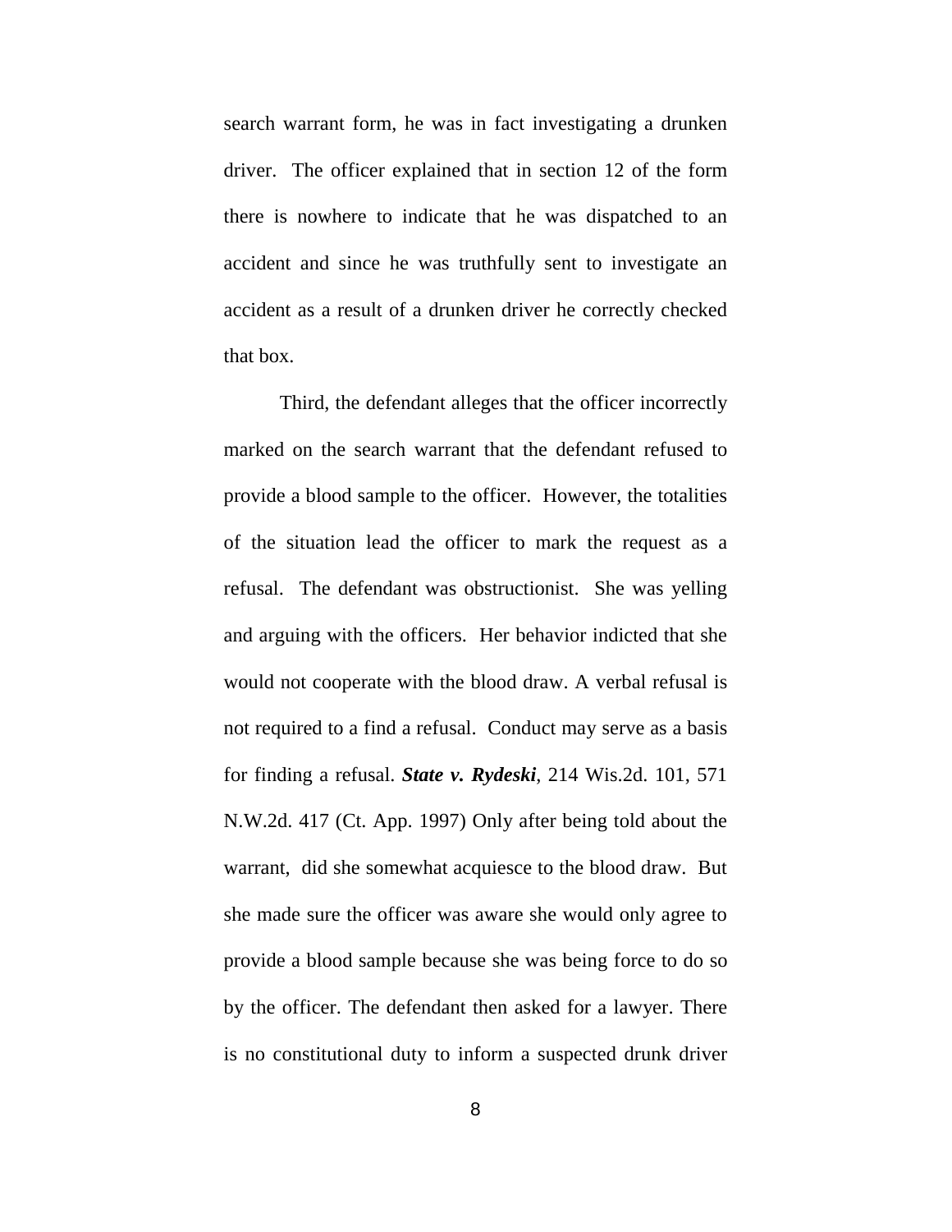search warrant form, he was in fact investigating a drunken driver. The officer explained that in section 12 of the form there is nowhere to indicate that he was dispatched to an accident and since he was truthfully sent to investigate an accident as a result of a drunken driver he correctly checked that box.

Third, the defendant alleges that the officer incorrectly marked on the search warrant that the defendant refused to provide a blood sample to the officer. However, the totalities of the situation lead the officer to mark the request as a refusal. The defendant was obstructionist. She was yelling and arguing with the officers. Her behavior indicted that she would not cooperate with the blood draw. A verbal refusal is not required to a find a refusal. Conduct may serve as a basis for finding a refusal. ***State v. Rydeski***, 214 Wis.2d. 101, 571 N.W.2d. 417 (Ct. App. 1997) Only after being told about the warrant, did she somewhat acquiesce to the blood draw. But she made sure the officer was aware she would only agree to provide a blood sample because she was being force to do so by the officer. The defendant then asked for a lawyer. There is no constitutional duty to inform a suspected drunk driver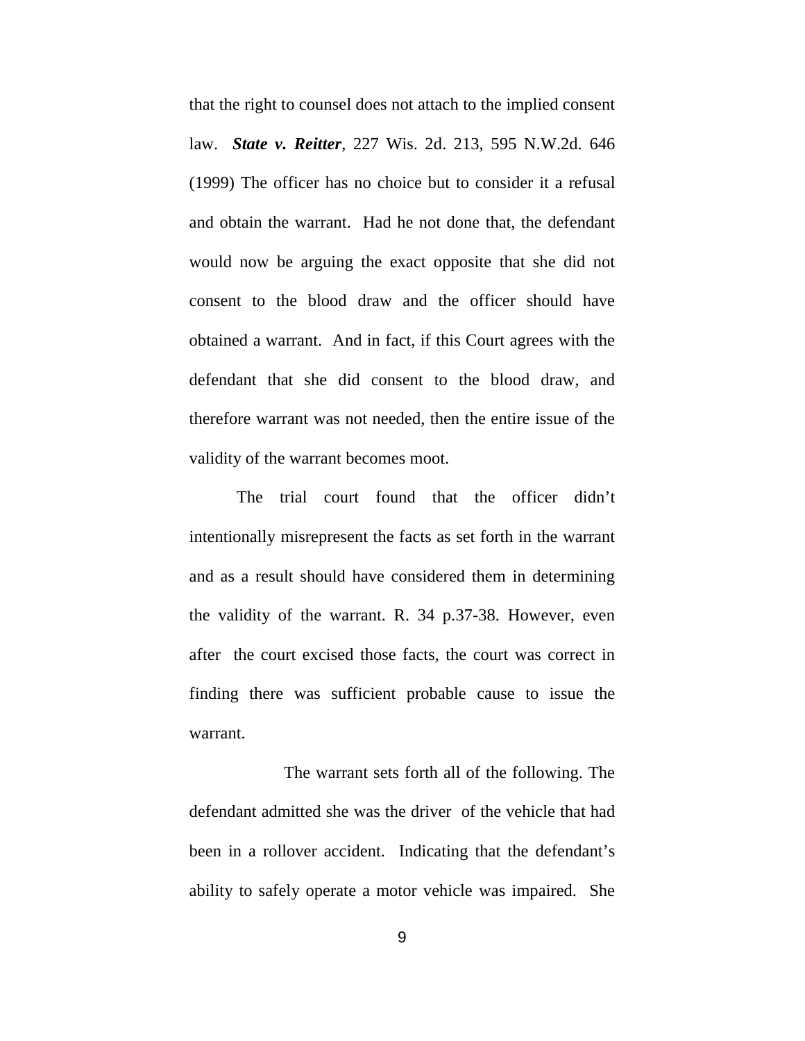that the right to counsel does not attach to the implied consent law. ***State v. Reitter***, 227 Wis. 2d. 213, 595 N.W.2d. 646 (1999) The officer has no choice but to consider it a refusal and obtain the warrant. Had he not done that, the defendant would now be arguing the exact opposite that she did not consent to the blood draw and the officer should have obtained a warrant. And in fact, if this Court agrees with the defendant that she did consent to the blood draw, and therefore warrant was not needed, then the entire issue of the validity of the warrant becomes moot.

The trial court found that the officer didn't intentionally misrepresent the facts as set forth in the warrant and as a result should have considered them in determining the validity of the warrant. R. 34 p.37-38. However, even after the court excised those facts, the court was correct in finding there was sufficient probable cause to issue the warrant.

The warrant sets forth all of the following. The defendant admitted she was the driver of the vehicle that had been in a rollover accident. Indicating that the defendant's ability to safely operate a motor vehicle was impaired. She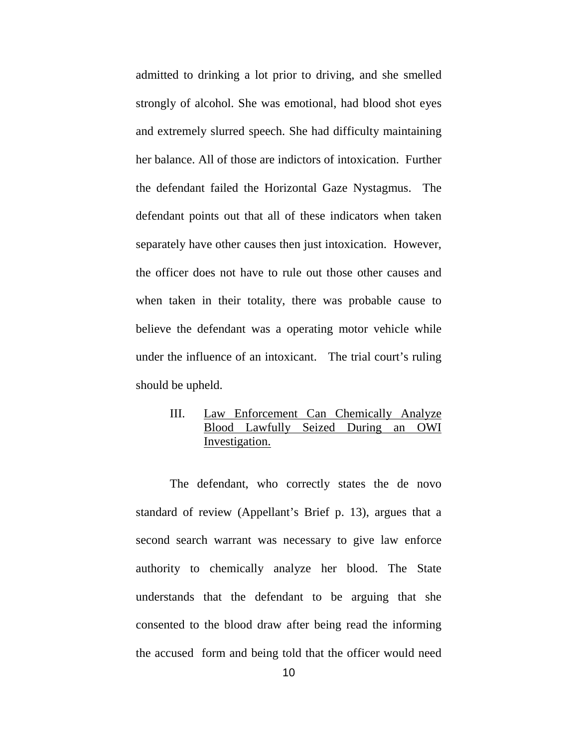admitted to drinking a lot prior to driving, and she smelled strongly of alcohol. She was emotional, had blood shot eyes and extremely slurred speech. She had difficulty maintaining her balance. All of those are indictors of intoxication. Further the defendant failed the Horizontal Gaze Nystagmus. The defendant points out that all of these indicators when taken separately have other causes then just intoxication. However, the officer does not have to rule out those other causes and when taken in their totality, there was probable cause to believe the defendant was a operating motor vehicle while under the influence of an intoxicant. The trial court's ruling should be upheld.

### III. Law Enforcement Can Chemically Analyze Blood Lawfully Seized During an OWI Investigation.

The defendant, who correctly states the de novo standard of review (Appellant's Brief p. 13), argues that a second search warrant was necessary to give law enforce authority to chemically analyze her blood. The State understands that the defendant to be arguing that she consented to the blood draw after being read the informing the accused form and being told that the officer would need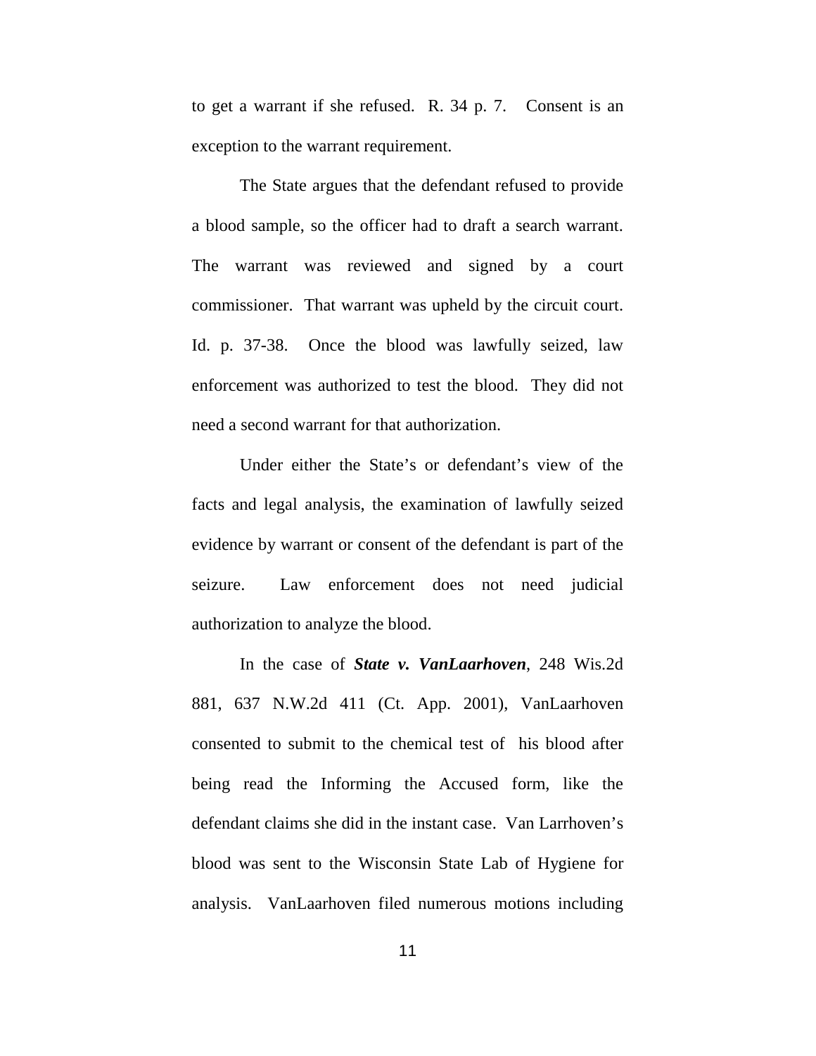to get a warrant if she refused. R. 34 p. 7. Consent is an exception to the warrant requirement.

The State argues that the defendant refused to provide a blood sample, so the officer had to draft a search warrant. The warrant was reviewed and signed by a court commissioner. That warrant was upheld by the circuit court. Id. p. 37-38. Once the blood was lawfully seized, law enforcement was authorized to test the blood. They did not need a second warrant for that authorization.

Under either the State's or defendant's view of the facts and legal analysis, the examination of lawfully seized evidence by warrant or consent of the defendant is part of the seizure. Law enforcement does not need judicial authorization to analyze the blood.

In the case of ***State v. VanLaarhoven***, 248 Wis.2d 881, 637 N.W.2d 411 (Ct. App. 2001), VanLaarhoven consented to submit to the chemical test of his blood after being read the Informing the Accused form, like the defendant claims she did in the instant case. Van Larrhoven's blood was sent to the Wisconsin State Lab of Hygiene for analysis. VanLaarhoven filed numerous motions including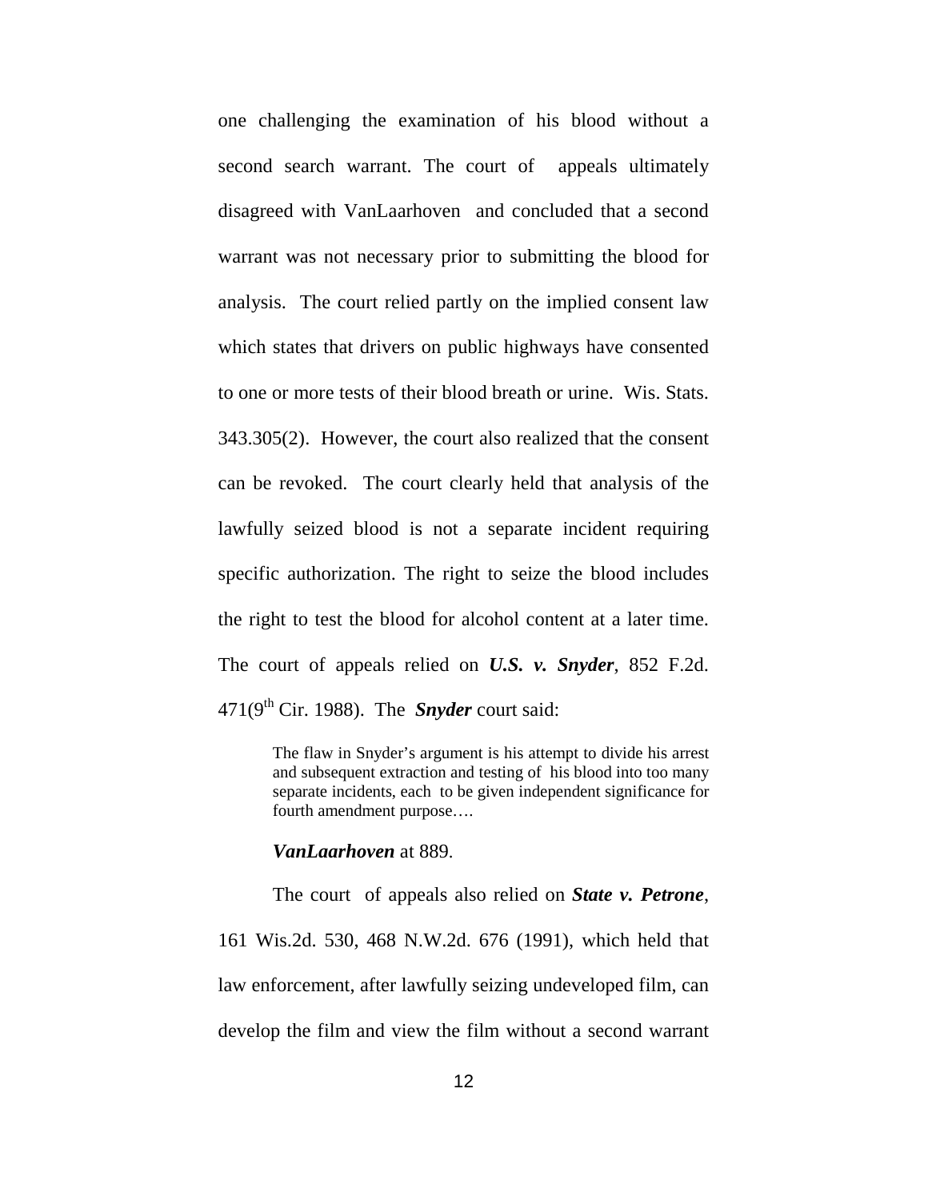one challenging the examination of his blood without a second search warrant. The court of appeals ultimately disagreed with VanLaarhoven and concluded that a second warrant was not necessary prior to submitting the blood for analysis. The court relied partly on the implied consent law which states that drivers on public highways have consented to one or more tests of their blood breath or urine. Wis. Stats. 343.305(2). However, the court also realized that the consent can be revoked. The court clearly held that analysis of the lawfully seized blood is not a separate incident requiring specific authorization. The right to seize the blood includes the right to test the blood for alcohol content at a later time. The court of appeals relied on ***U.S. v. Snyder***, 852 F.2d. 471(9th Cir. 1988). The ***Snyder*** court said:

> The flaw in Snyder's argument is his attempt to divide his arrest and subsequent extraction and testing of his blood into too many separate incidents, each to be given independent significance for fourth amendment purpose….
>
> ***VanLaarhoven*** at 889.

The court of appeals also relied on ***State v. Petrone***, 161 Wis.2d. 530, 468 N.W.2d. 676 (1991), which held that law enforcement, after lawfully seizing undeveloped film, can develop the film and view the film without a second warrant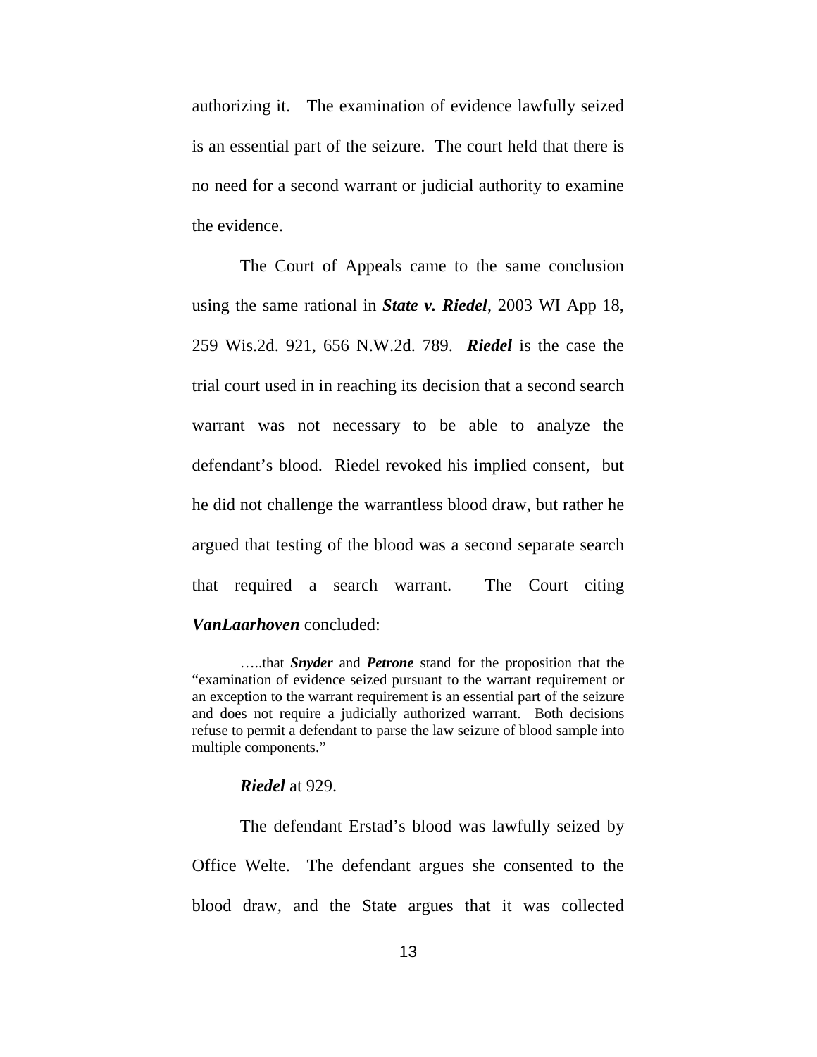authorizing it. The examination of evidence lawfully seized is an essential part of the seizure. The court held that there is no need for a second warrant or judicial authority to examine the evidence.

The Court of Appeals came to the same conclusion using the same rational in ***State v. Riedel***, 2003 WI App 18, 259 Wis.2d. 921, 656 N.W.2d. 789. ***Riedel*** is the case the trial court used in in reaching its decision that a second search warrant was not necessary to be able to analyze the defendant's blood. Riedel revoked his implied consent, but he did not challenge the warrantless blood draw, but rather he argued that testing of the blood was a second separate search that required a search warrant. The Court citing ***VanLaarhoven*** concluded:

> …..that ***Snyder*** and ***Petrone*** stand for the proposition that the "examination of evidence seized pursuant to the warrant requirement or an exception to the warrant requirement is an essential part of the seizure and does not require a judicially authorized warrant. Both decisions refuse to permit a defendant to parse the law seizure of blood sample into multiple components."

***Riedel*** at 929.

The defendant Erstad's blood was lawfully seized by Office Welte. The defendant argues she consented to the blood draw, and the State argues that it was collected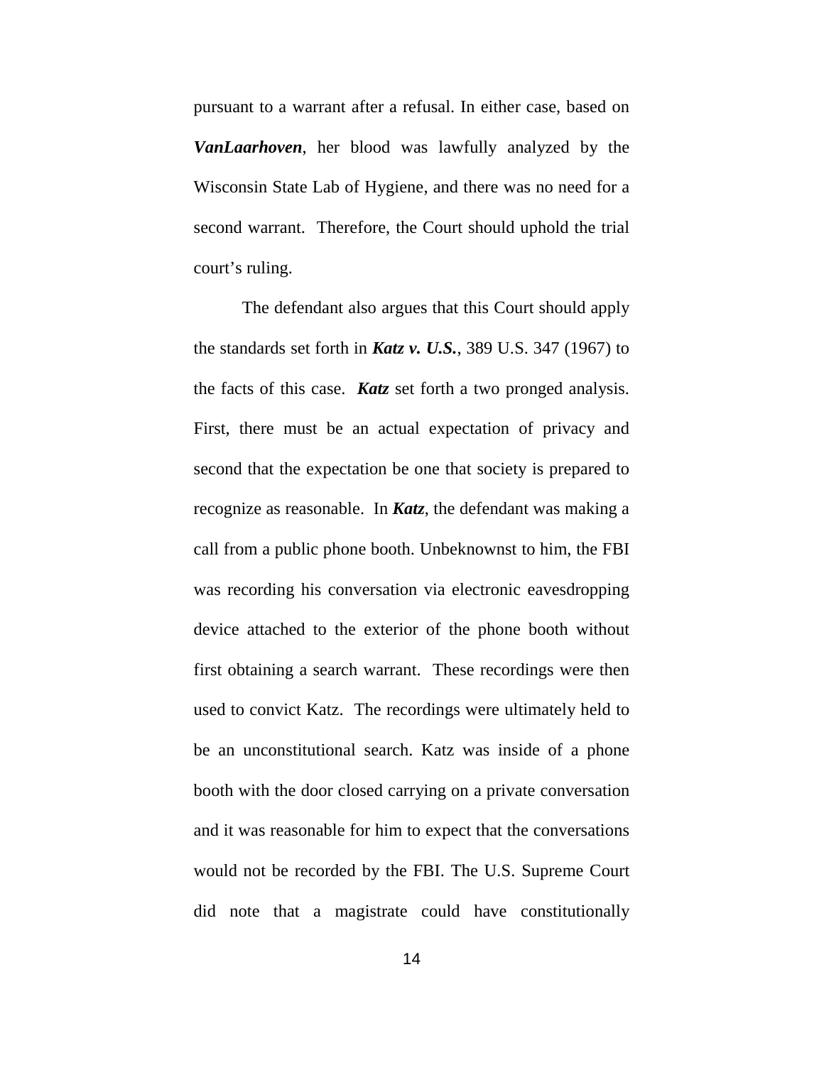pursuant to a warrant after a refusal. In either case, based on ***VanLaarhoven***, her blood was lawfully analyzed by the Wisconsin State Lab of Hygiene, and there was no need for a second warrant. Therefore, the Court should uphold the trial court's ruling.

The defendant also argues that this Court should apply the standards set forth in ***Katz v. U.S.***, 389 U.S. 347 (1967) to the facts of this case. ***Katz*** set forth a two pronged analysis. First, there must be an actual expectation of privacy and second that the expectation be one that society is prepared to recognize as reasonable. In ***Katz***, the defendant was making a call from a public phone booth. Unbeknownst to him, the FBI was recording his conversation via electronic eavesdropping device attached to the exterior of the phone booth without first obtaining a search warrant. These recordings were then used to convict Katz. The recordings were ultimately held to be an unconstitutional search. Katz was inside of a phone booth with the door closed carrying on a private conversation and it was reasonable for him to expect that the conversations would not be recorded by the FBI. The U.S. Supreme Court did note that a magistrate could have constitutionally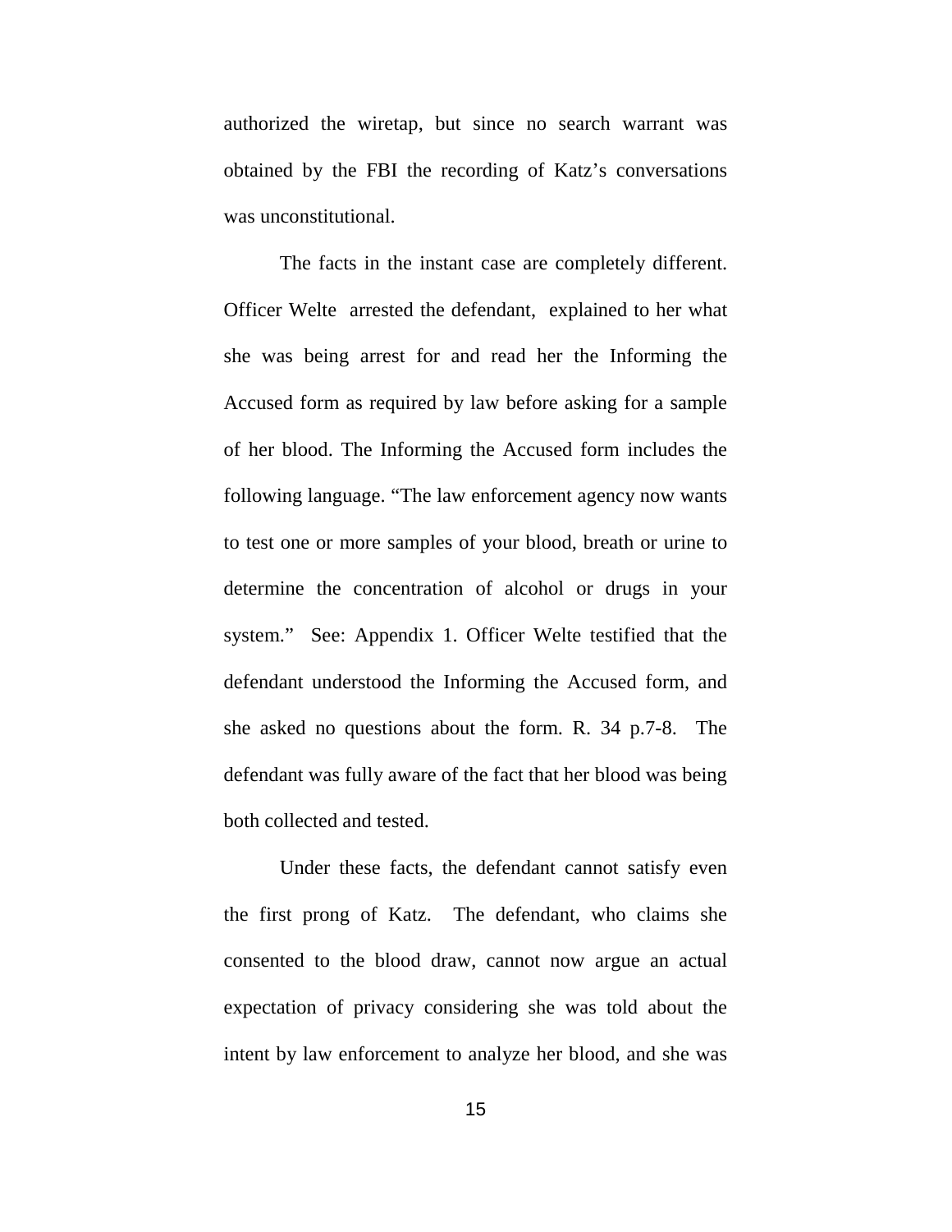authorized the wiretap, but since no search warrant was obtained by the FBI the recording of Katz's conversations was unconstitutional.

The facts in the instant case are completely different. Officer Welte arrested the defendant, explained to her what she was being arrest for and read her the Informing the Accused form as required by law before asking for a sample of her blood. The Informing the Accused form includes the following language. "The law enforcement agency now wants to test one or more samples of your blood, breath or urine to determine the concentration of alcohol or drugs in your system." See: Appendix 1. Officer Welte testified that the defendant understood the Informing the Accused form, and she asked no questions about the form. R. 34 p.7-8. The defendant was fully aware of the fact that her blood was being both collected and tested.

Under these facts, the defendant cannot satisfy even the first prong of Katz. The defendant, who claims she consented to the blood draw, cannot now argue an actual expectation of privacy considering she was told about the intent by law enforcement to analyze her blood, and she was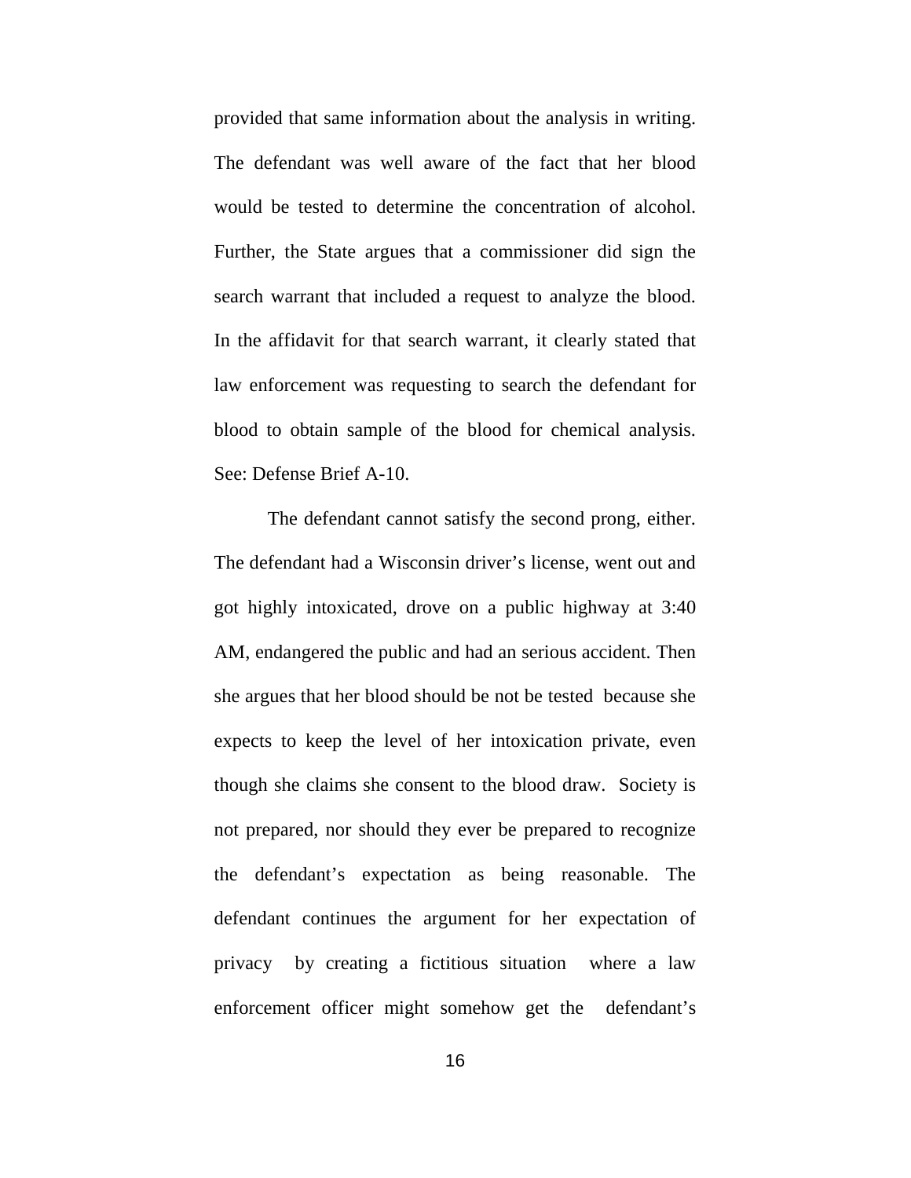provided that same information about the analysis in writing. The defendant was well aware of the fact that her blood would be tested to determine the concentration of alcohol. Further, the State argues that a commissioner did sign the search warrant that included a request to analyze the blood. In the affidavit for that search warrant, it clearly stated that law enforcement was requesting to search the defendant for blood to obtain sample of the blood for chemical analysis. See: Defense Brief A-10.

The defendant cannot satisfy the second prong, either. The defendant had a Wisconsin driver's license, went out and got highly intoxicated, drove on a public highway at 3:40 AM, endangered the public and had an serious accident. Then she argues that her blood should be not be tested because she expects to keep the level of her intoxication private, even though she claims she consent to the blood draw. Society is not prepared, nor should they ever be prepared to recognize the defendant's expectation as being reasonable. The defendant continues the argument for her expectation of privacy by creating a fictitious situation where a law enforcement officer might somehow get the defendant's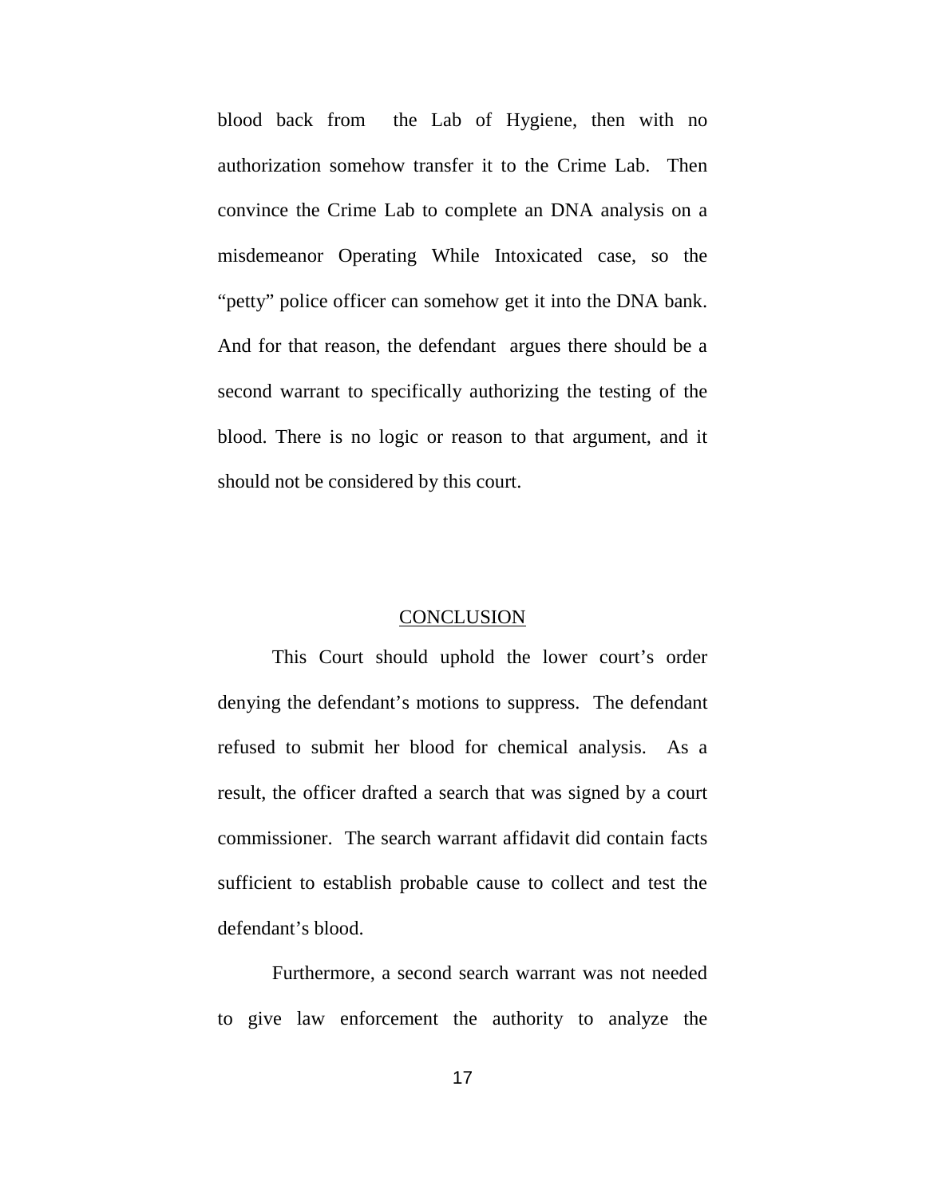blood back from the Lab of Hygiene, then with no authorization somehow transfer it to the Crime Lab. Then convince the Crime Lab to complete an DNA analysis on a misdemeanor Operating While Intoxicated case, so the "petty" police officer can somehow get it into the DNA bank. And for that reason, the defendant argues there should be a second warrant to specifically authorizing the testing of the blood. There is no logic or reason to that argument, and it should not be considered by this court.

## CONCLUSION

This Court should uphold the lower court's order denying the defendant's motions to suppress. The defendant refused to submit her blood for chemical analysis. As a result, the officer drafted a search that was signed by a court commissioner. The search warrant affidavit did contain facts sufficient to establish probable cause to collect and test the defendant's blood.

Furthermore, a second search warrant was not needed to give law enforcement the authority to analyze the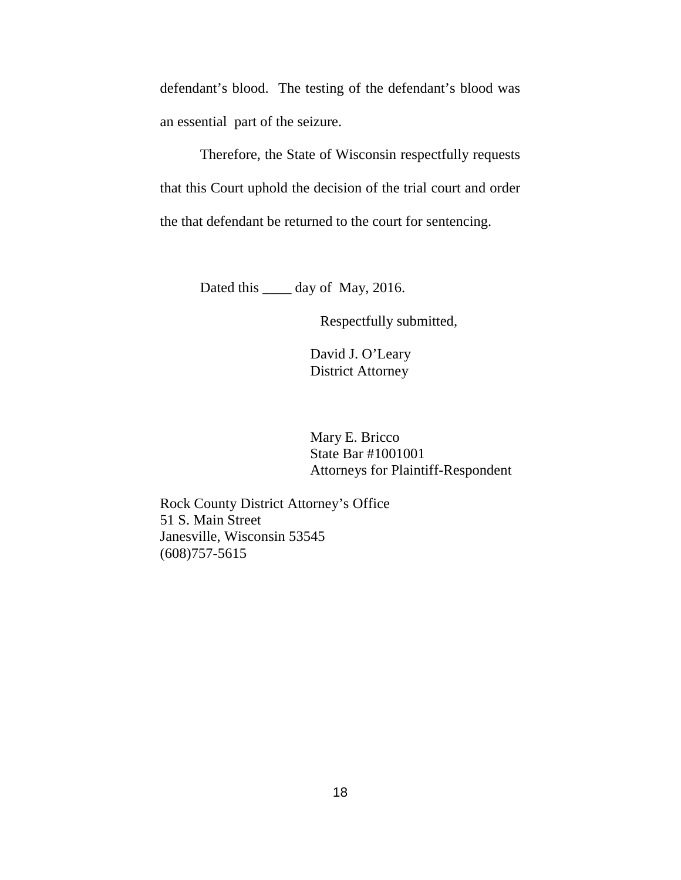defendant's blood. The testing of the defendant's blood was an essential part of the seizure.

Therefore, the State of Wisconsin respectfully requests that this Court uphold the decision of the trial court and order the that defendant be returned to the court for sentencing.

Dated this ____ day of May, 2016.

Respectfully submitted,

David J. O'Leary
District Attorney

Mary E. Bricco
State Bar #1001001
Attorneys for Plaintiff-Respondent

Rock County District Attorney's Office
51 S. Main Street
Janesville, Wisconsin 53545
(608)757-5615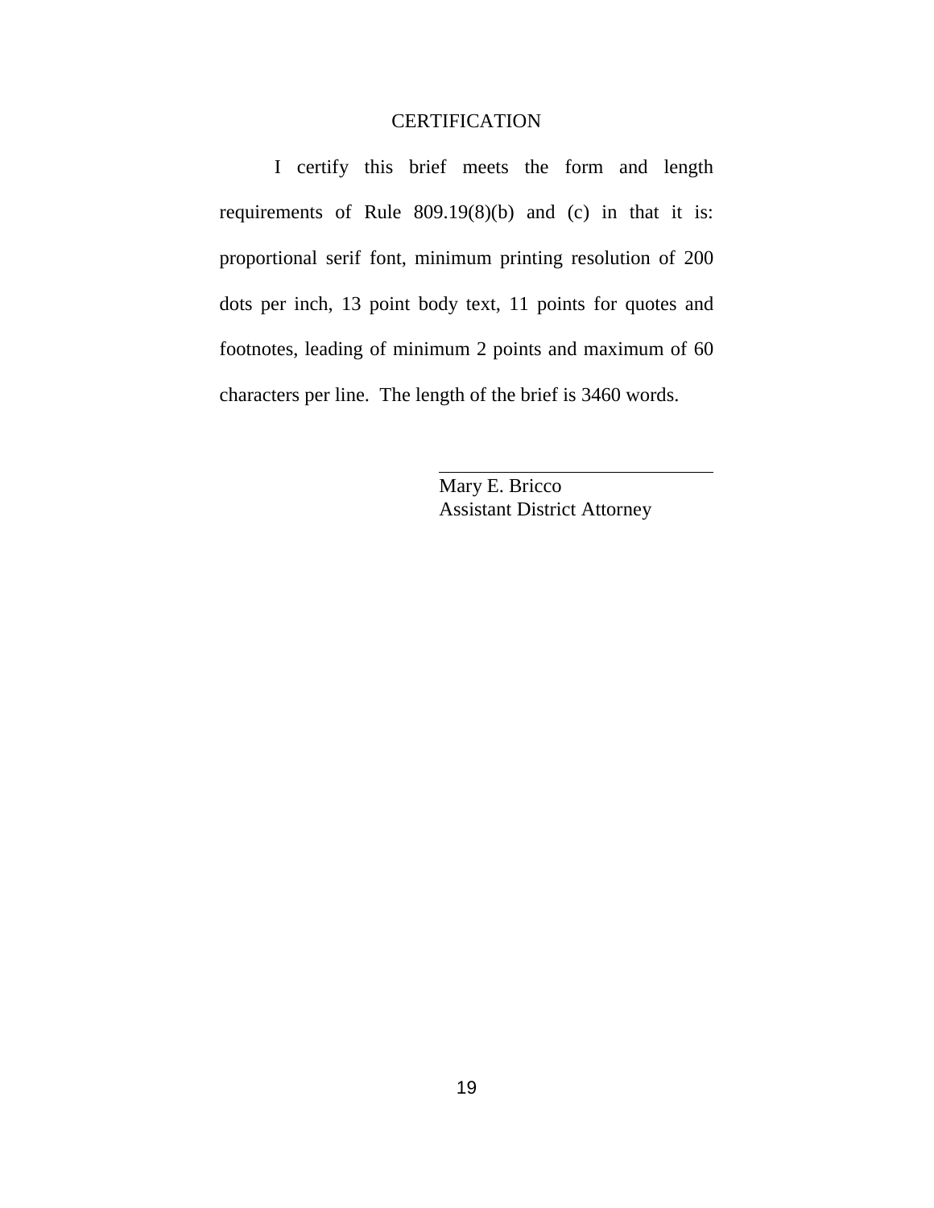## CERTIFICATION

I certify this brief meets the form and length requirements of Rule 809.19(8)(b) and (c) in that it is: proportional serif font, minimum printing resolution of 200 dots per inch, 13 point body text, 11 points for quotes and footnotes, leading of minimum 2 points and maximum of 60 characters per line. The length of the brief is 3460 words.

\_\_\_\_\_\_\_\_\_\_\_\_\_\_\_\_\_\_\_\_\_\_\_\_\_\_\_\_\_\_

Mary E. Bricco  
Assistant District Attorney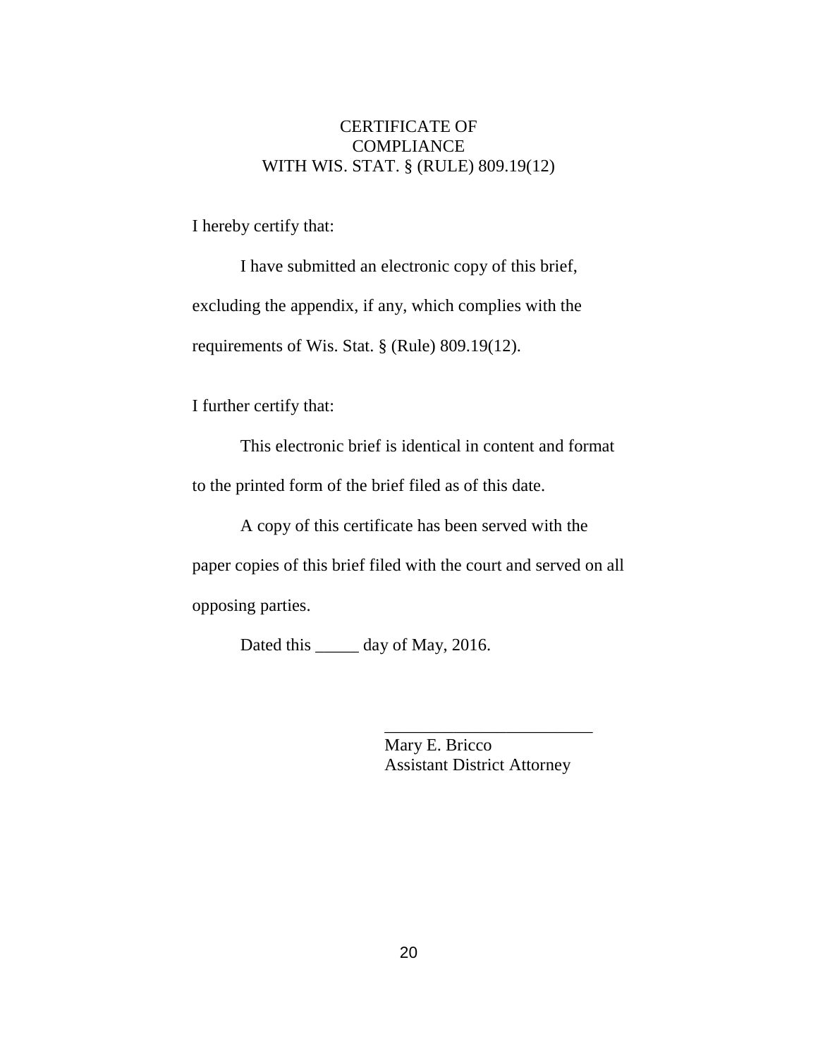# CERTIFICATE OF COMPLIANCE WITH WIS. STAT. § (RULE) 809.19(12)

I hereby certify that:

I have submitted an electronic copy of this brief, excluding the appendix, if any, which complies with the requirements of Wis. Stat. § (Rule) 809.19(12).

I further certify that:

This electronic brief is identical in content and format to the printed form of the brief filed as of this date.

A copy of this certificate has been served with the paper copies of this brief filed with the court and served on all opposing parties.

Dated this _____ day of May, 2016.

________________________
Mary E. Bricco
Assistant District Attorney